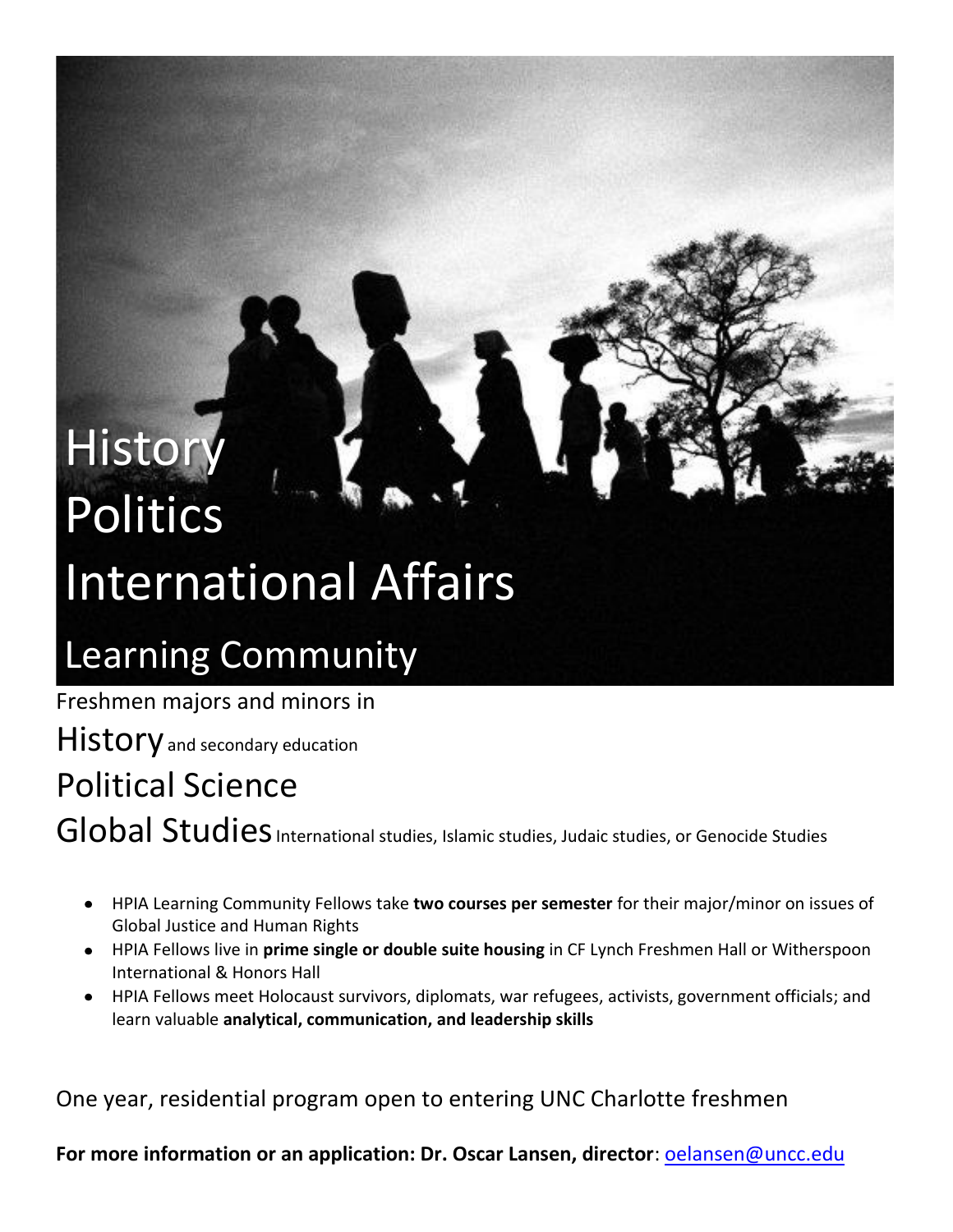# History
# Politics
# International Affairs
## Learning Community

Freshmen majors and minors in

**History** and secondary education

**Political Science**

**Global Studies** International studies, Islamic studies, Judaic studies, or Genocide Studies

- HPIA Learning Community Fellows take **two courses per semester** for their major/minor on issues of Global Justice and Human Rights
- HPIA Fellows live in **prime single or double suite housing** in CF Lynch Freshmen Hall or Witherspoon International & Honors Hall
- HPIA Fellows meet Holocaust survivors, diplomats, war refugees, activists, government officials; and learn valuable **analytical, communication, and leadership skills**

One year, residential program open to entering UNC Charlotte freshmen

**For more information or an application: Dr. Oscar Lansen, director**: oelansen@uncc.edu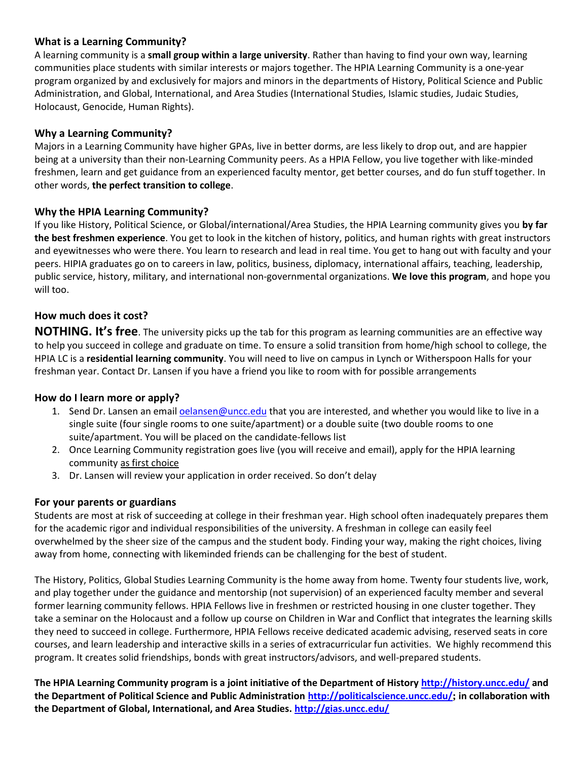## What is a Learning Community?

A learning community is a **small group within a large university**. Rather than having to find your own way, learning communities place students with similar interests or majors together. The HPIA Learning Community is a one-year program organized by and exclusively for majors and minors in the departments of History, Political Science and Public Administration, and Global, International, and Area Studies (International Studies, Islamic studies, Judaic Studies, Holocaust, Genocide, Human Rights).

## Why a Learning Community?

Majors in a Learning Community have higher GPAs, live in better dorms, are less likely to drop out, and are happier being at a university than their non-Learning Community peers. As a HPIA Fellow, you live together with like-minded freshmen, learn and get guidance from an experienced faculty mentor, get better courses, and do fun stuff together. In other words, **the perfect transition to college**.

## Why the HPIA Learning Community?

If you like History, Political Science, or Global/international/Area Studies, the HPIA Learning community gives you **by far the best freshmen experience**. You get to look in the kitchen of history, politics, and human rights with great instructors and eyewitnesses who were there. You learn to research and lead in real time. You get to hang out with faculty and your peers. HIPIA graduates go on to careers in law, politics, business, diplomacy, international affairs, teaching, leadership, public service, history, military, and international non-governmental organizations. **We love this program**, and hope you will too.

## How much does it cost?

**NOTHING. It's free**. The university picks up the tab for this program as learning communities are an effective way to help you succeed in college and graduate on time. To ensure a solid transition from home/high school to college, the HPIA LC is a **residential learning community**. You will need to live on campus in Lynch or Witherspoon Halls for your freshman year. Contact Dr. Lansen if you have a friend you like to room with for possible arrangements

## How do I learn more or apply?

1. Send Dr. Lansen an email oelansen@uncc.edu that you are interested, and whether you would like to live in a single suite (four single rooms to one suite/apartment) or a double suite (two double rooms to one suite/apartment). You will be placed on the candidate-fellows list
2. Once Learning Community registration goes live (you will receive and email), apply for the HPIA learning community as first choice
3. Dr. Lansen will review your application in order received. So don't delay

## For your parents or guardians

Students are most at risk of succeeding at college in their freshman year. High school often inadequately prepares them for the academic rigor and individual responsibilities of the university. A freshman in college can easily feel overwhelmed by the sheer size of the campus and the student body. Finding your way, making the right choices, living away from home, connecting with likeminded friends can be challenging for the best of student.

The History, Politics, Global Studies Learning Community is the home away from home. Twenty four students live, work, and play together under the guidance and mentorship (not supervision) of an experienced faculty member and several former learning community fellows. HPIA Fellows live in freshmen or restricted housing in one cluster together. They take a seminar on the Holocaust and a follow up course on Children in War and Conflict that integrates the learning skills they need to succeed in college. Furthermore, HPIA Fellows receive dedicated academic advising, reserved seats in core courses, and learn leadership and interactive skills in a series of extracurricular fun activities. We highly recommend this program. It creates solid friendships, bonds with great instructors/advisors, and well-prepared students.

**The HPIA Learning Community program is a joint initiative of the Department of History http://history.uncc.edu/ and the Department of Political Science and Public Administration http://politicalscience.uncc.edu/; in collaboration with the Department of Global, International, and Area Studies. http://gias.uncc.edu/**